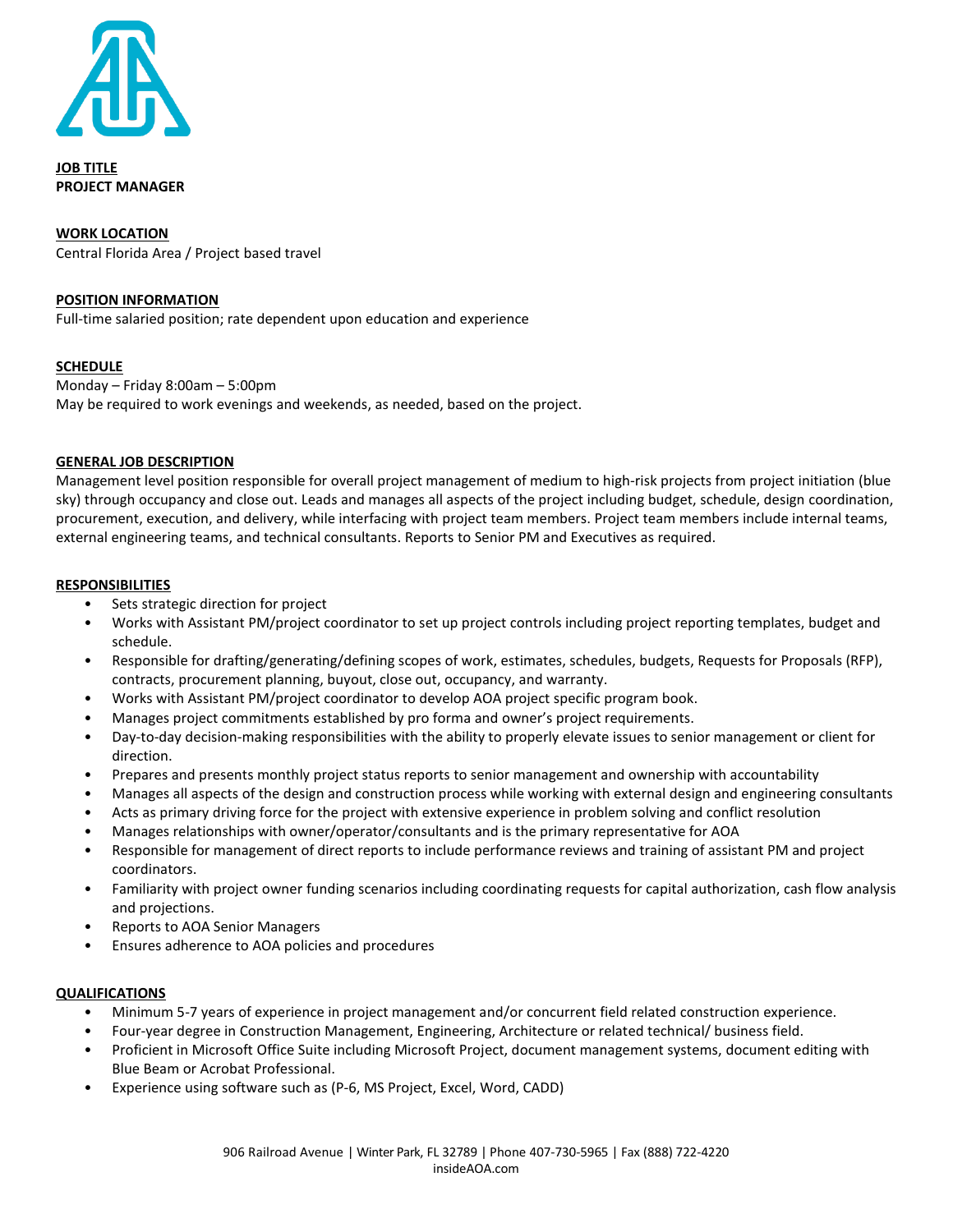**JOB TITLE**
**PROJECT MANAGER**

**WORK LOCATION**
Central Florida Area / Project based travel

**POSITION INFORMATION**
Full-time salaried position; rate dependent upon education and experience

**SCHEDULE**
Monday – Friday 8:00am – 5:00pm
May be required to work evenings and weekends, as needed, based on the project.

**GENERAL JOB DESCRIPTION**
Management level position responsible for overall project management of medium to high-risk projects from project initiation (blue sky) through occupancy and close out. Leads and manages all aspects of the project including budget, schedule, design coordination, procurement, execution, and delivery, while interfacing with project team members. Project team members include internal teams, external engineering teams, and technical consultants. Reports to Senior PM and Executives as required.

**RESPONSIBILITIES**

- Sets strategic direction for project
- Works with Assistant PM/project coordinator to set up project controls including project reporting templates, budget and schedule.
- Responsible for drafting/generating/defining scopes of work, estimates, schedules, budgets, Requests for Proposals (RFP), contracts, procurement planning, buyout, close out, occupancy, and warranty.
- Works with Assistant PM/project coordinator to develop AOA project specific program book.
- Manages project commitments established by pro forma and owner's project requirements.
- Day-to-day decision-making responsibilities with the ability to properly elevate issues to senior management or client for direction.
- Prepares and presents monthly project status reports to senior management and ownership with accountability
- Manages all aspects of the design and construction process while working with external design and engineering consultants
- Acts as primary driving force for the project with extensive experience in problem solving and conflict resolution
- Manages relationships with owner/operator/consultants and is the primary representative for AOA
- Responsible for management of direct reports to include performance reviews and training of assistant PM and project coordinators.
- Familiarity with project owner funding scenarios including coordinating requests for capital authorization, cash flow analysis and projections.
- Reports to AOA Senior Managers
- Ensures adherence to AOA policies and procedures

**QUALIFICATIONS**

- Minimum 5-7 years of experience in project management and/or concurrent field related construction experience.
- Four-year degree in Construction Management, Engineering, Architecture or related technical/ business field.
- Proficient in Microsoft Office Suite including Microsoft Project, document management systems, document editing with Blue Beam or Acrobat Professional.
- Experience using software such as (P-6, MS Project, Excel, Word, CADD)

906 Railroad Avenue | Winter Park, FL 32789 | Phone 407-730-5965 | Fax (888) 722-4220
insideAOA.com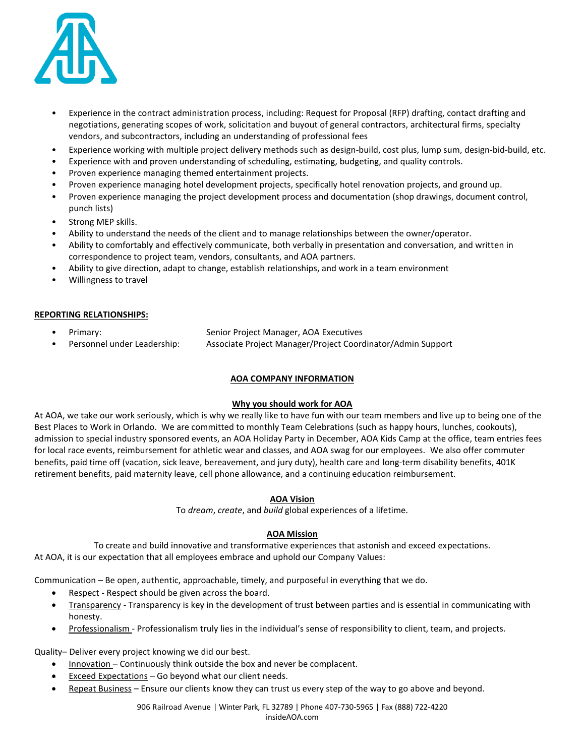- Experience in the contract administration process, including: Request for Proposal (RFP) drafting, contact drafting and negotiations, generating scopes of work, solicitation and buyout of general contractors, architectural firms, specialty vendors, and subcontractors, including an understanding of professional fees
- Experience working with multiple project delivery methods such as design-build, cost plus, lump sum, design-bid-build, etc.
- Experience with and proven understanding of scheduling, estimating, budgeting, and quality controls.
- Proven experience managing themed entertainment projects.
- Proven experience managing hotel development projects, specifically hotel renovation projects, and ground up.
- Proven experience managing the project development process and documentation (shop drawings, document control, punch lists)
- Strong MEP skills.
- Ability to understand the needs of the client and to manage relationships between the owner/operator.
- Ability to comfortably and effectively communicate, both verbally in presentation and conversation, and written in correspondence to project team, vendors, consultants, and AOA partners.
- Ability to give direction, adapt to change, establish relationships, and work in a team environment
- Willingness to travel

**REPORTING RELATIONSHIPS:**

- Primary: Senior Project Manager, AOA Executives
- Personnel under Leadership: Associate Project Manager/Project Coordinator/Admin Support

## AOA COMPANY INFORMATION

### Why you should work for AOA

At AOA, we take our work seriously, which is why we really like to have fun with our team members and live up to being one of the Best Places to Work in Orlando. We are committed to monthly Team Celebrations (such as happy hours, lunches, cookouts), admission to special industry sponsored events, an AOA Holiday Party in December, AOA Kids Camp at the office, team entries fees for local race events, reimbursement for athletic wear and classes, and AOA swag for our employees. We also offer commuter benefits, paid time off (vacation, sick leave, bereavement, and jury duty), health care and long-term disability benefits, 401K retirement benefits, paid maternity leave, cell phone allowance, and a continuing education reimbursement.

### AOA Vision

To *dream*, *create*, and *build* global experiences of a lifetime.

### AOA Mission

To create and build innovative and transformative experiences that astonish and exceed expectations.

At AOA, it is our expectation that all employees embrace and uphold our Company Values:

Communication – Be open, authentic, approachable, timely, and purposeful in everything that we do.

- Respect - Respect should be given across the board.
- Transparency - Transparency is key in the development of trust between parties and is essential in communicating with honesty.
- Professionalism - Professionalism truly lies in the individual's sense of responsibility to client, team, and projects.

Quality– Deliver every project knowing we did our best.

- Innovation – Continuously think outside the box and never be complacent.
- Exceed Expectations – Go beyond what our client needs.
- Repeat Business – Ensure our clients know they can trust us every step of the way to go above and beyond.

906 Railroad Avenue | Winter Park, FL 32789 | Phone 407-730-5965 | Fax (888) 722-4220
insideAOA.com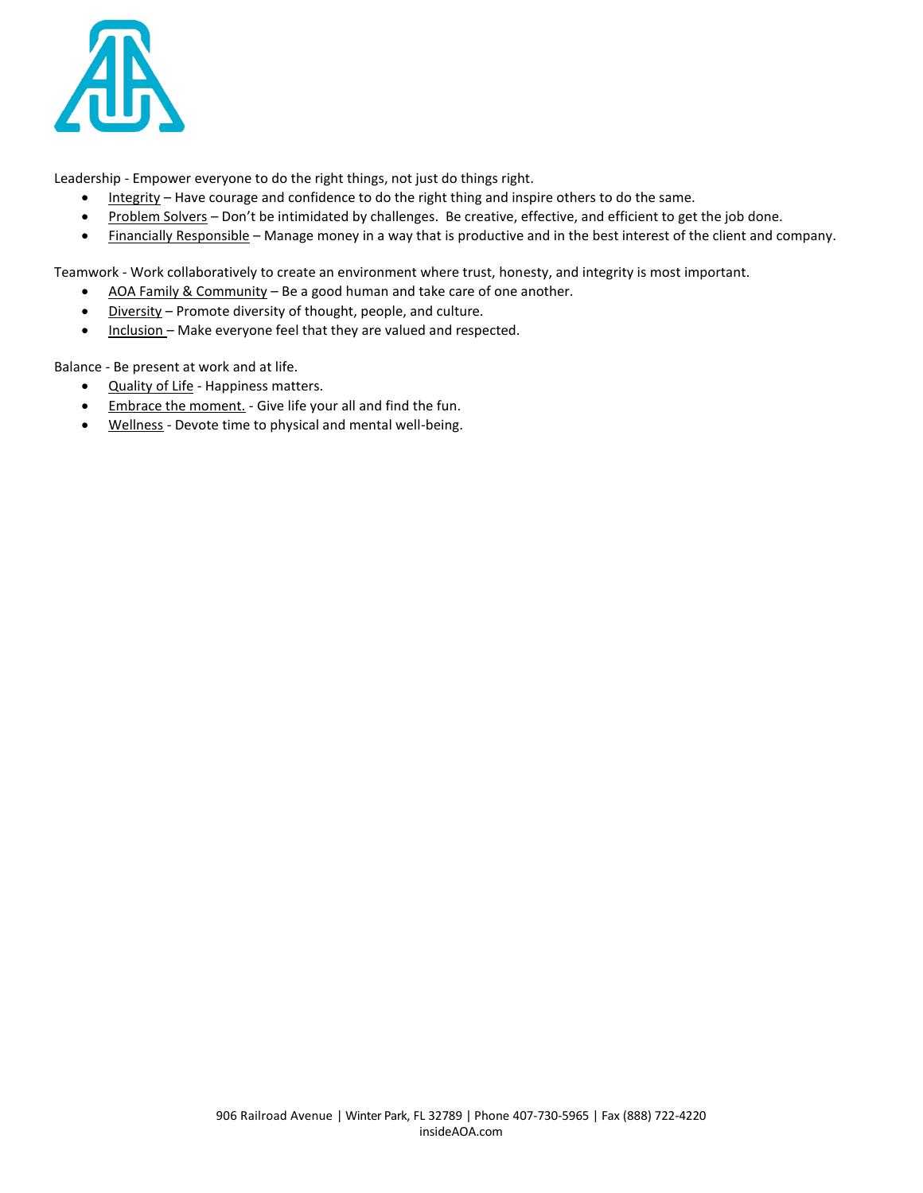Leadership - Empower everyone to do the right things, not just do things right.

- Integrity – Have courage and confidence to do the right thing and inspire others to do the same.
- Problem Solvers – Don't be intimidated by challenges. Be creative, effective, and efficient to get the job done.
- Financially Responsible – Manage money in a way that is productive and in the best interest of the client and company.

Teamwork - Work collaboratively to create an environment where trust, honesty, and integrity is most important.

- AOA Family & Community – Be a good human and take care of one another.
- Diversity – Promote diversity of thought, people, and culture.
- Inclusion – Make everyone feel that they are valued and respected.

Balance - Be present at work and at life.

- Quality of Life - Happiness matters.
- Embrace the moment. - Give life your all and find the fun.
- Wellness - Devote time to physical and mental well-being.

906 Railroad Avenue | Winter Park, FL 32789 | Phone 407-730-5965 | Fax (888) 722-4220
insideAOA.com